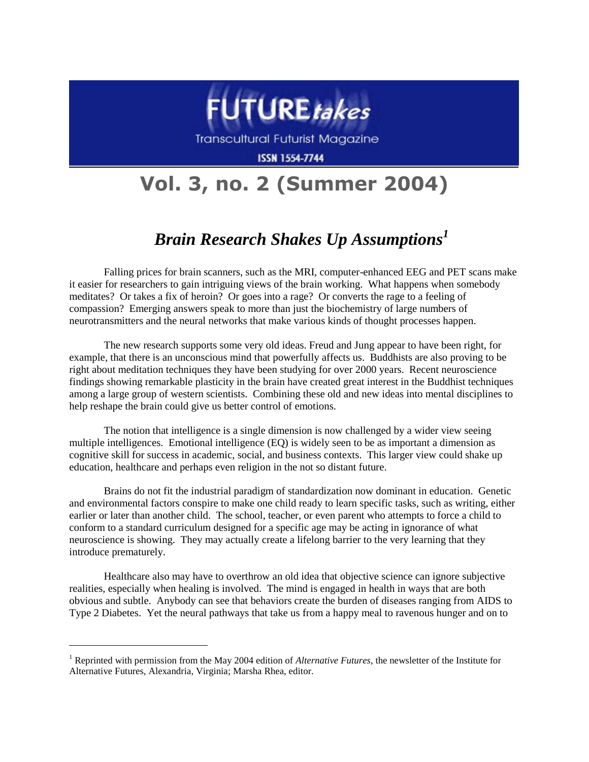# FUTURE*takes*

Transcultural Futurist Magazine

ISSN 1554-7744

## Vol. 3, no. 2 (Summer 2004)

## *Brain Research Shakes Up Assumptions*[1]

Falling prices for brain scanners, such as the MRI, computer-enhanced EEG and PET scans make it easier for researchers to gain intriguing views of the brain working. What happens when somebody meditates? Or takes a fix of heroin? Or goes into a rage? Or converts the rage to a feeling of compassion? Emerging answers speak to more than just the biochemistry of large numbers of neurotransmitters and the neural networks that make various kinds of thought processes happen.

The new research supports some very old ideas. Freud and Jung appear to have been right, for example, that there is an unconscious mind that powerfully affects us. Buddhists are also proving to be right about meditation techniques they have been studying for over 2000 years. Recent neuroscience findings showing remarkable plasticity in the brain have created great interest in the Buddhist techniques among a large group of western scientists. Combining these old and new ideas into mental disciplines to help reshape the brain could give us better control of emotions.

The notion that intelligence is a single dimension is now challenged by a wider view seeing multiple intelligences. Emotional intelligence (EQ) is widely seen to be as important a dimension as cognitive skill for success in academic, social, and business contexts. This larger view could shake up education, healthcare and perhaps even religion in the not so distant future.

Brains do not fit the industrial paradigm of standardization now dominant in education. Genetic and environmental factors conspire to make one child ready to learn specific tasks, such as writing, either earlier or later than another child. The school, teacher, or even parent who attempts to force a child to conform to a standard curriculum designed for a specific age may be acting in ignorance of what neuroscience is showing. They may actually create a lifelong barrier to the very learning that they introduce prematurely.

Healthcare also may have to overthrow an old idea that objective science can ignore subjective realities, especially when healing is involved. The mind is engaged in health in ways that are both obvious and subtle. Anybody can see that behaviors create the burden of diseases ranging from AIDS to Type 2 Diabetes. Yet the neural pathways that take us from a happy meal to ravenous hunger and on to

---

[1] Reprinted with permission from the May 2004 edition of *Alternative Futures*, the newsletter of the Institute for Alternative Futures, Alexandria, Virginia; Marsha Rhea, editor.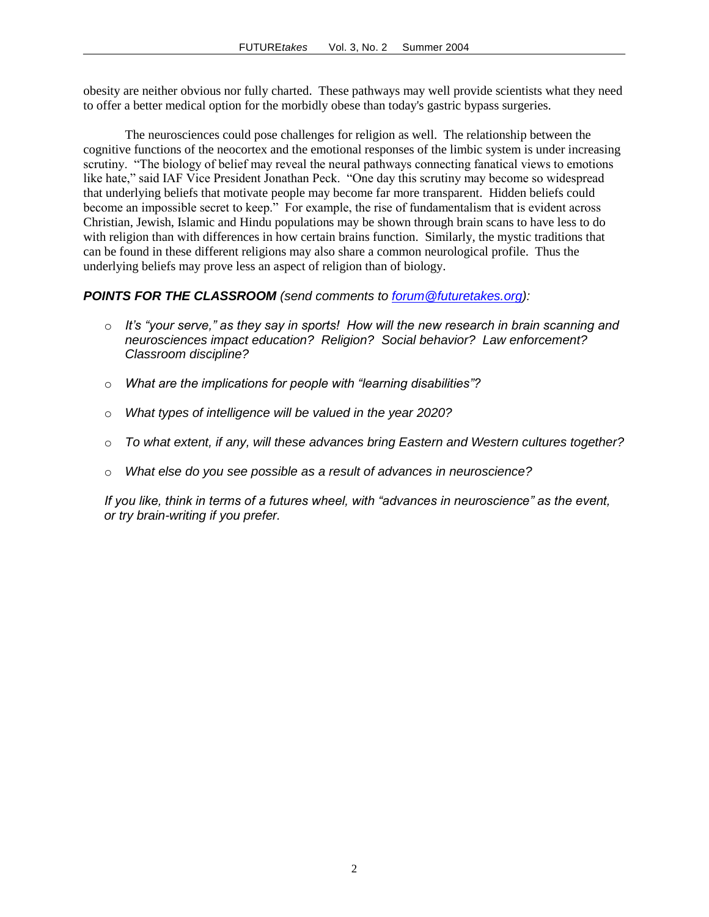obesity are neither obvious nor fully charted. These pathways may well provide scientists what they need to offer a better medical option for the morbidly obese than today's gastric bypass surgeries.

The neurosciences could pose challenges for religion as well. The relationship between the cognitive functions of the neocortex and the emotional responses of the limbic system is under increasing scrutiny. "The biology of belief may reveal the neural pathways connecting fanatical views to emotions like hate," said IAF Vice President Jonathan Peck. "One day this scrutiny may become so widespread that underlying beliefs that motivate people may become far more transparent. Hidden beliefs could become an impossible secret to keep." For example, the rise of fundamentalism that is evident across Christian, Jewish, Islamic and Hindu populations may be shown through brain scans to have less to do with religion than with differences in how certain brains function. Similarly, the mystic traditions that can be found in these different religions may also share a common neurological profile. Thus the underlying beliefs may prove less an aspect of religion than of biology.

***POINTS FOR THE CLASSROOM*** *(send comments to forum@futuretakes.org):*

- *It's "your serve," as they say in sports! How will the new research in brain scanning and neurosciences impact education? Religion? Social behavior? Law enforcement? Classroom discipline?*
- *What are the implications for people with "learning disabilities"?*
- *What types of intelligence will be valued in the year 2020?*
- *To what extent, if any, will these advances bring Eastern and Western cultures together?*
- *What else do you see possible as a result of advances in neuroscience?*

*If you like, think in terms of a futures wheel, with "advances in neuroscience" as the event, or try brain-writing if you prefer.*